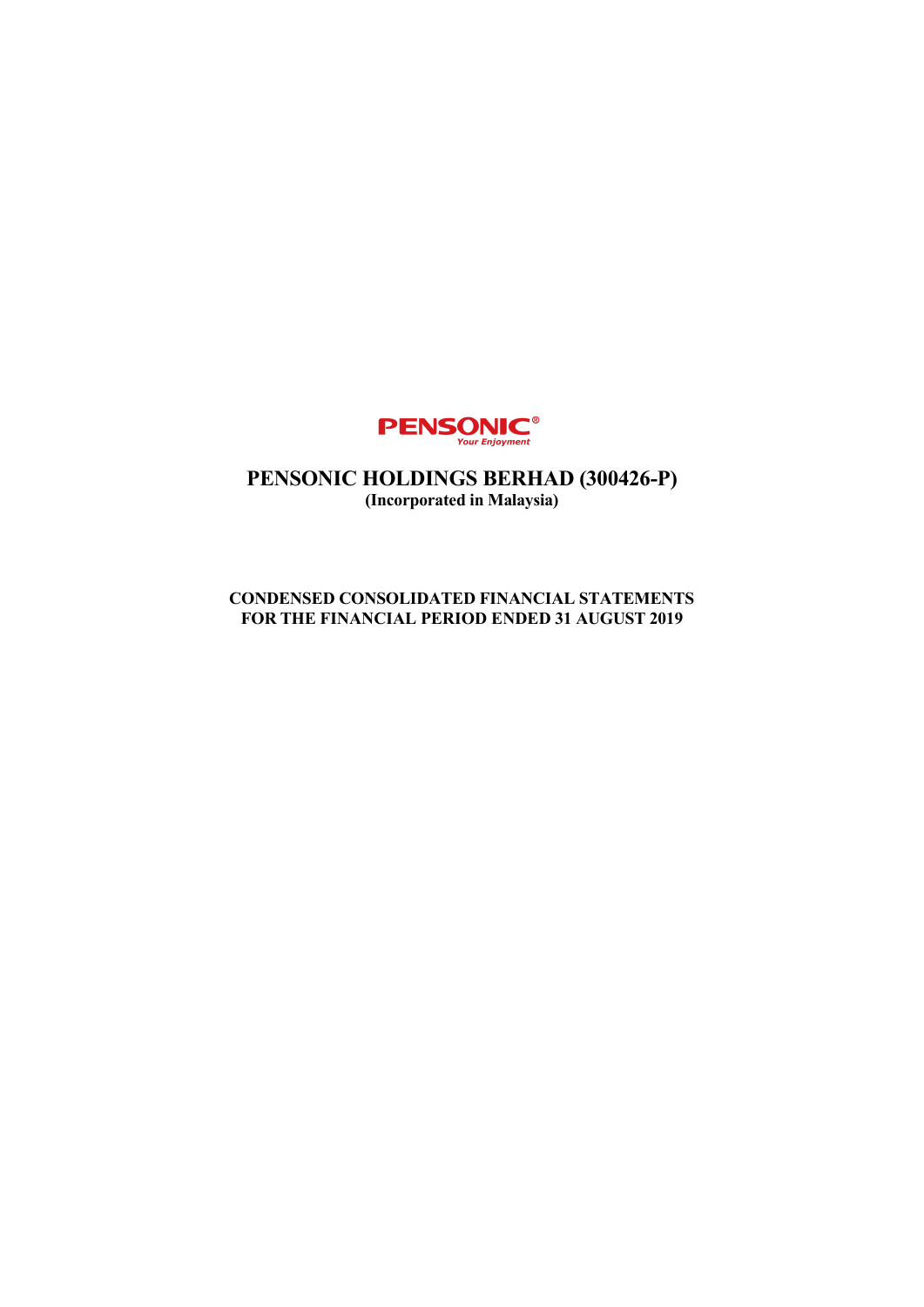**PENSONIC®**
*Your Enjoyment*

# PENSONIC HOLDINGS BERHAD (300426-P)

**(Incorporated in Malaysia)**

## CONDENSED CONSOLIDATED FINANCIAL STATEMENTS
## FOR THE FINANCIAL PERIOD ENDED 31 AUGUST 2019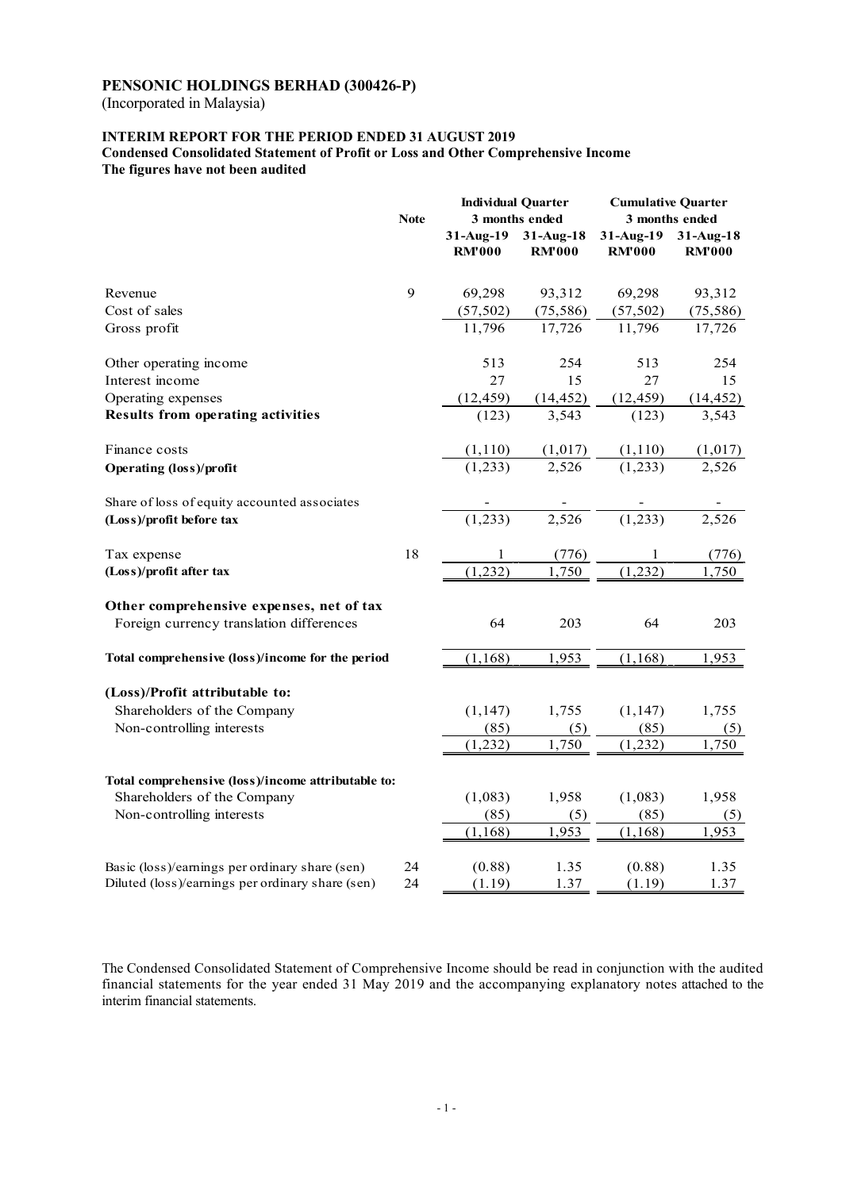**PENSONIC HOLDINGS BERHAD (300426-P)**
(Incorporated in Malaysia)

**INTERIM REPORT FOR THE PERIOD ENDED 31 AUGUST 2019**
**Condensed Consolidated Statement of Profit or Loss and Other Comprehensive Income**
**The figures have not been audited**

| | Note | Individual Quarter 3 months ended | | Cumulative Quarter 3 months ended | |
|---|---|---|---|---|---|
| | | 31-Aug-19 RM'000 | 31-Aug-18 RM'000 | 31-Aug-19 RM'000 | 31-Aug-18 RM'000 |
| Revenue | 9 | 69,298 | 93,312 | 69,298 | 93,312 |
| Cost of sales | | (57,502) | (75,586) | (57,502) | (75,586) |
| Gross profit | | 11,796 | 17,726 | 11,796 | 17,726 |
| Other operating income | | 513 | 254 | 513 | 254 |
| Interest income | | 27 | 15 | 27 | 15 |
| Operating expenses | | (12,459) | (14,452) | (12,459) | (14,452) |
| **Results from operating activities** | | (123) | 3,543 | (123) | 3,543 |
| Finance costs | | (1,110) | (1,017) | (1,110) | (1,017) |
| **Operating (loss)/profit** | | (1,233) | 2,526 | (1,233) | 2,526 |
| Share of loss of equity accounted associates | | - | - | - | - |
| **(Loss)/profit before tax** | | (1,233) | 2,526 | (1,233) | 2,526 |
| Tax expense | 18 | 1 | (776) | 1 | (776) |
| **(Loss)/profit after tax** | | (1,232) | 1,750 | (1,232) | 1,750 |
| **Other comprehensive expenses, net of tax** | | | | | |
| Foreign currency translation differences | | 64 | 203 | 64 | 203 |
| **Total comprehensive (loss)/income for the period** | | (1,168) | 1,953 | (1,168) | 1,953 |
| **(Loss)/Profit attributable to:** | | | | | |
| Shareholders of the Company | | (1,147) | 1,755 | (1,147) | 1,755 |
| Non-controlling interests | | (85) | (5) | (85) | (5) |
| | | (1,232) | 1,750 | (1,232) | 1,750 |
| **Total comprehensive (loss)/income attributable to:** | | | | | |
| Shareholders of the Company | | (1,083) | 1,958 | (1,083) | 1,958 |
| Non-controlling interests | | (85) | (5) | (85) | (5) |
| | | (1,168) | 1,953 | (1,168) | 1,953 |
| Basic (loss)/earnings per ordinary share (sen) | 24 | (0.88) | 1.35 | (0.88) | 1.35 |
| Diluted (loss)/earnings per ordinary share (sen) | 24 | (1.19) | 1.37 | (1.19) | 1.37 |

The Condensed Consolidated Statement of Comprehensive Income should be read in conjunction with the audited financial statements for the year ended 31 May 2019 and the accompanying explanatory notes attached to the interim financial statements.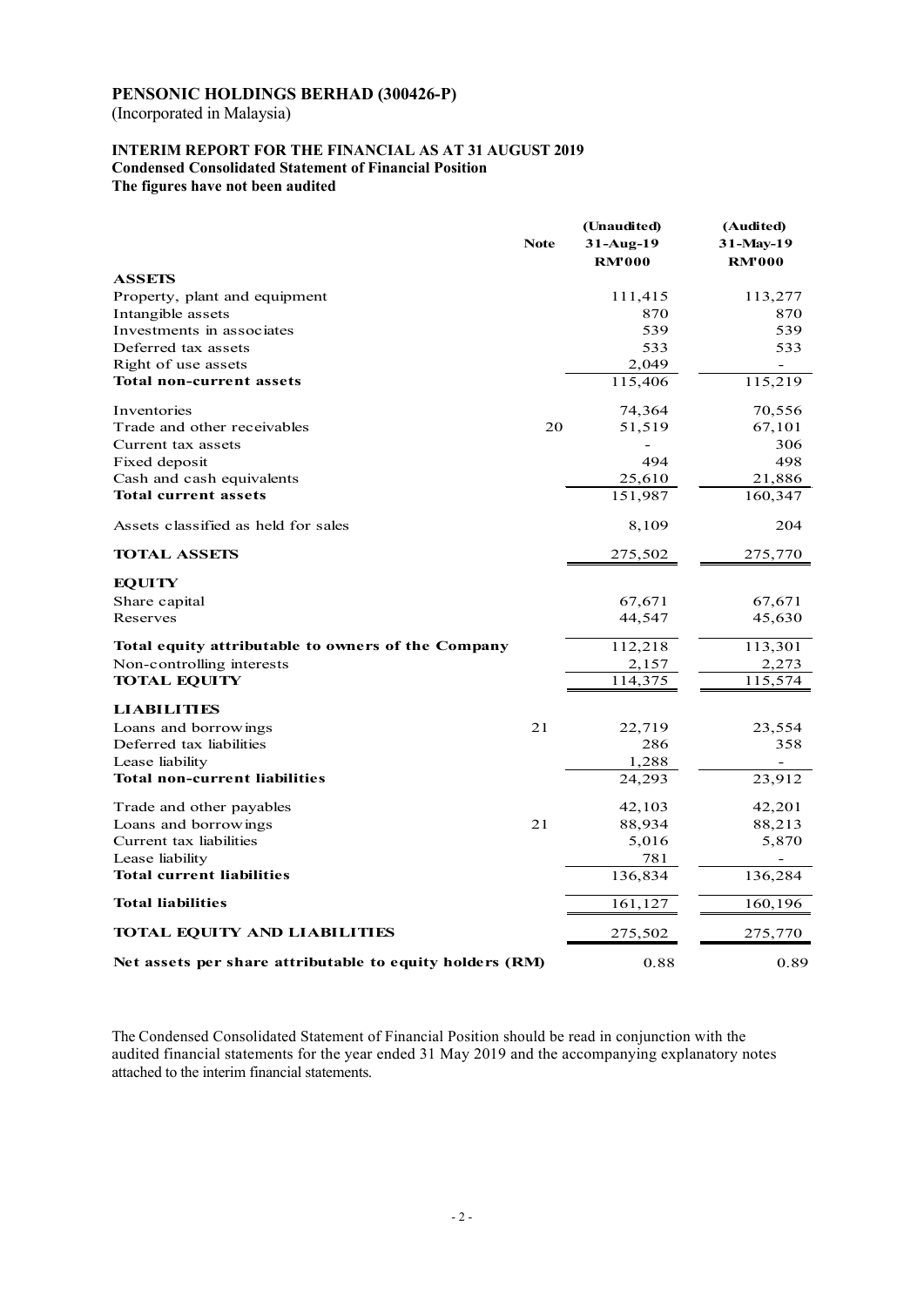# PENSONIC HOLDINGS BERHAD (300426-P)

(Incorporated in Malaysia)

## INTERIM REPORT FOR THE FINANCIAL AS AT 31 AUGUST 2019

**Condensed Consolidated Statement of Financial Position**

**The figures have not been audited**

| | Note | (Unaudited) 31-Aug-19 RM'000 | (Audited) 31-May-19 RM'000 |
|---|---|---|---|
| **ASSETS** | | | |
| Property, plant and equipment | | 111,415 | 113,277 |
| Intangible assets | | 870 | 870 |
| Investments in associates | | 539 | 539 |
| Deferred tax assets | | 533 | 533 |
| Right of use assets | | 2,049 | - |
| **Total non-current assets** | | 115,406 | 115,219 |
| Inventories | | 74,364 | 70,556 |
| Trade and other receivables | 20 | 51,519 | 67,101 |
| Current tax assets | | - | 306 |
| Fixed deposit | | 494 | 498 |
| Cash and cash equivalents | | 25,610 | 21,886 |
| **Total current assets** | | 151,987 | 160,347 |
| Assets classified as held for sales | | 8,109 | 204 |
| **TOTAL ASSETS** | | 275,502 | 275,770 |
| **EQUITY** | | | |
| Share capital | | 67,671 | 67,671 |
| Reserves | | 44,547 | 45,630 |
| **Total equity attributable to owners of the Company** | | 112,218 | 113,301 |
| Non-controlling interests | | 2,157 | 2,273 |
| **TOTAL EQUITY** | | 114,375 | 115,574 |
| **LIABILITIES** | | | |
| Loans and borrowings | 21 | 22,719 | 23,554 |
| Deferred tax liabilities | | 286 | 358 |
| Lease liability | | 1,288 | - |
| **Total non-current liabilities** | | 24,293 | 23,912 |
| Trade and other payables | | 42,103 | 42,201 |
| Loans and borrowings | 21 | 88,934 | 88,213 |
| Current tax liabilities | | 5,016 | 5,870 |
| Lease liability | | 781 | - |
| **Total current liabilities** | | 136,834 | 136,284 |
| **Total liabilities** | | 161,127 | 160,196 |
| **TOTAL EQUITY AND LIABILITIES** | | 275,502 | 275,770 |
| **Net assets per share attributable to equity holders (RM)** | | 0.88 | 0.89 |

The Condensed Consolidated Statement of Financial Position should be read in conjunction with the audited financial statements for the year ended 31 May 2019 and the accompanying explanatory notes attached to the interim financial statements.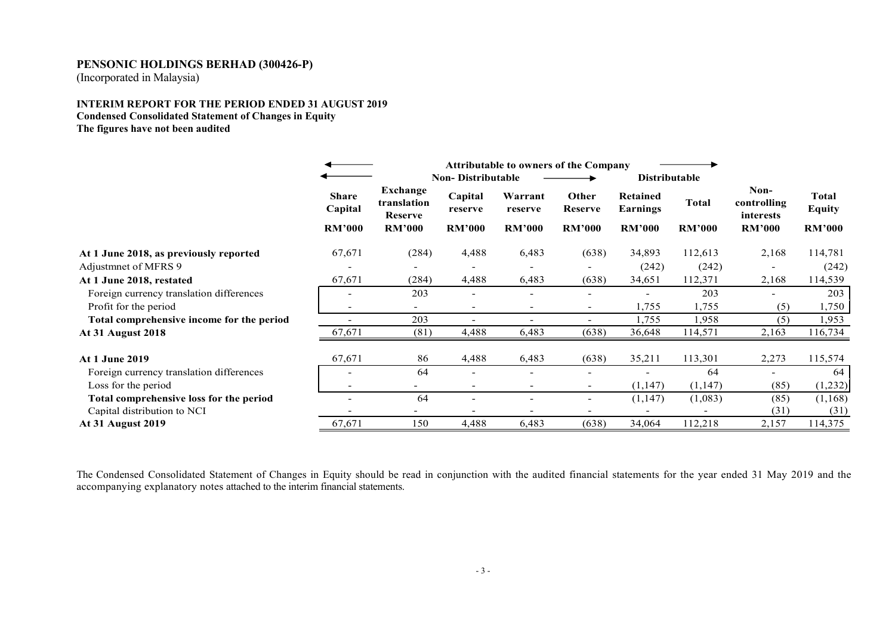**PENSONIC HOLDINGS BERHAD (300426-P)**
(Incorporated in Malaysia)

**INTERIM REPORT FOR THE PERIOD ENDED 31 AUGUST 2019**
**Condensed Consolidated Statement of Changes in Equity**
**The figures have not been audited**

| | Attributable to owners of the Company | | | | | | | | |
|---|---|---|---|---|---|---|---|---|---|
| | Non- Distributable | | | | | Distributable | | | |
| | Share Capital | Exchange translation Reserve | Capital reserve | Warrant reserve | Other Reserve | Retained Earnings | Total | Non-controlling interests | Total Equity |
| | RM'000 | RM'000 | RM'000 | RM'000 | RM'000 | RM'000 | RM'000 | RM'000 | RM'000 |
| **At 1 June 2018, as previously reported** | 67,671 | (284) | 4,488 | 6,483 | (638) | 34,893 | 112,613 | 2,168 | 114,781 |
| Adjustmnet of MFRS 9 | - | - | - | - | - | (242) | (242) | - | (242) |
| **At 1 June 2018, restated** | 67,671 | (284) | 4,488 | 6,483 | (638) | 34,651 | 112,371 | 2,168 | 114,539 |
| Foreign currency translation differences | - | 203 | - | - | - | - | 203 | - | 203 |
| Profit for the period | - | - | - | - | - | 1,755 | 1,755 | (5) | 1,750 |
| **Total comprehensive income for the period** | - | 203 | - | - | - | 1,755 | 1,958 | (5) | 1,953 |
| **At 31 August 2018** | 67,671 | (81) | 4,488 | 6,483 | (638) | 36,648 | 114,571 | 2,163 | 116,734 |
| | | | | | | | | | |
| **At 1 June 2019** | 67,671 | 86 | 4,488 | 6,483 | (638) | 35,211 | 113,301 | 2,273 | 115,574 |
| Foreign currency translation differences | - | 64 | - | - | - | - | 64 | - | 64 |
| Loss for the period | - | - | - | - | - | (1,147) | (1,147) | (85) | (1,232) |
| **Total comprehensive loss for the period** | - | 64 | - | - | - | (1,147) | (1,083) | (85) | (1,168) |
| Capital distribution to NCI | - | - | - | - | - | - | - | (31) | (31) |
| **At 31 August 2019** | 67,671 | 150 | 4,488 | 6,483 | (638) | 34,064 | 112,218 | 2,157 | 114,375 |

The Condensed Consolidated Statement of Changes in Equity should be read in conjunction with the audited financial statements for the year ended 31 May 2019 and the accompanying explanatory notes attached to the interim financial statements.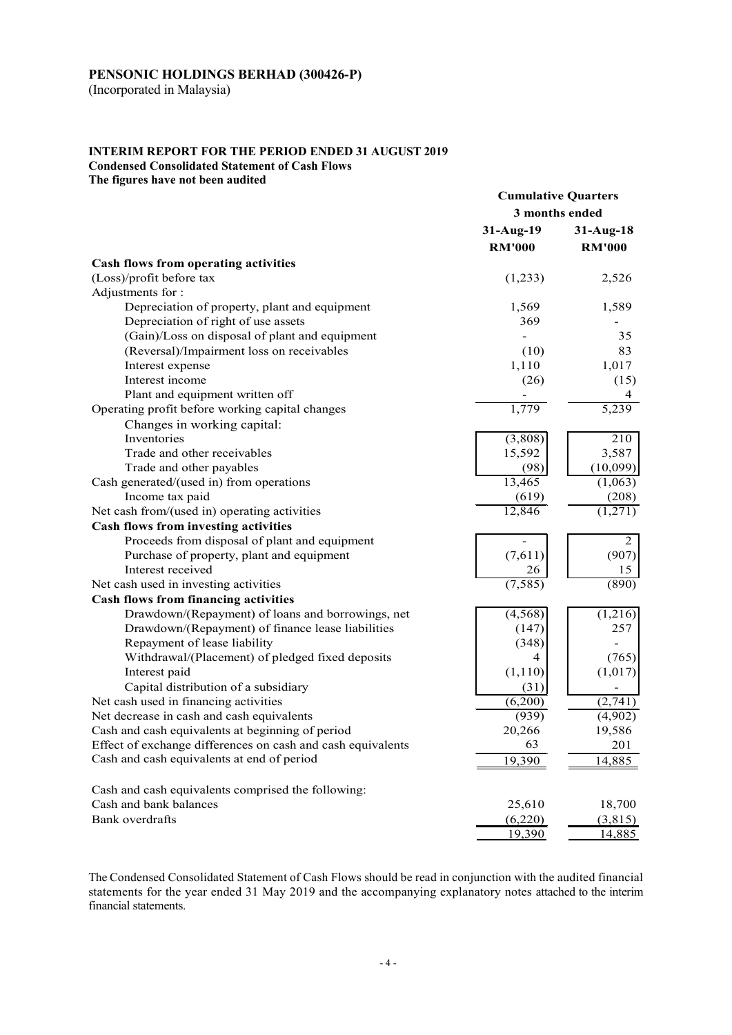# PENSONIC HOLDINGS BERHAD (300426-P)

(Incorporated in Malaysia)

## INTERIM REPORT FOR THE PERIOD ENDED 31 AUGUST 2019

**Condensed Consolidated Statement of Cash Flows**

**The figures have not been audited**

| | Cumulative Quarters | |
|---|---|---|
| | 3 months ended | |
| | 31-Aug-19 | 31-Aug-18 |
| | RM'000 | RM'000 |
| **Cash flows from operating activities** | | |
| (Loss)/profit before tax | (1,233) | 2,526 |
| Adjustments for : | | |
| Depreciation of property, plant and equipment | 1,569 | 1,589 |
| Depreciation of right of use assets | 369 | - |
| (Gain)/Loss on disposal of plant and equipment | - | 35 |
| (Reversal)/Impairment loss on receivables | (10) | 83 |
| Interest expense | 1,110 | 1,017 |
| Interest income | (26) | (15) |
| Plant and equipment written off | - | 4 |
| Operating profit before working capital changes | 1,779 | 5,239 |
| Changes in working capital: | | |
| Inventories | (3,808) | 210 |
| Trade and other receivables | 15,592 | 3,587 |
| Trade and other payables | (98) | (10,099) |
| Cash generated/(used in) from operations | 13,465 | (1,063) |
| Income tax paid | (619) | (208) |
| Net cash from/(used in) operating activities | 12,846 | (1,271) |
| **Cash flows from investing activities** | | |
| Proceeds from disposal of plant and equipment | - | 2 |
| Purchase of property, plant and equipment | (7,611) | (907) |
| Interest received | 26 | 15 |
| Net cash used in investing activities | (7,585) | (890) |
| **Cash flows from financing activities** | | |
| Drawdown/(Repayment) of loans and borrowings, net | (4,568) | (1,216) |
| Drawdown/(Repayment) of finance lease liabilities | (147) | 257 |
| Repayment of lease liability | (348) | - |
| Withdrawal/(Placement) of pledged fixed deposits | 4 | (765) |
| Interest paid | (1,110) | (1,017) |
| Capital distribution of a subsidiary | (31) | - |
| Net cash used in financing activities | (6,200) | (2,741) |
| Net decrease in cash and cash equivalents | (939) | (4,902) |
| Cash and cash equivalents at beginning of period | 20,266 | 19,586 |
| Effect of exchange differences on cash and cash equivalents | 63 | 201 |
| Cash and cash equivalents at end of period | 19,390 | 14,885 |
| | | |
| Cash and cash equivalents comprised the following: | | |
| Cash and bank balances | 25,610 | 18,700 |
| Bank overdrafts | (6,220) | (3,815) |
| | 19,390 | 14,885 |

The Condensed Consolidated Statement of Cash Flows should be read in conjunction with the audited financial statements for the year ended 31 May 2019 and the accompanying explanatory notes attached to the interim financial statements.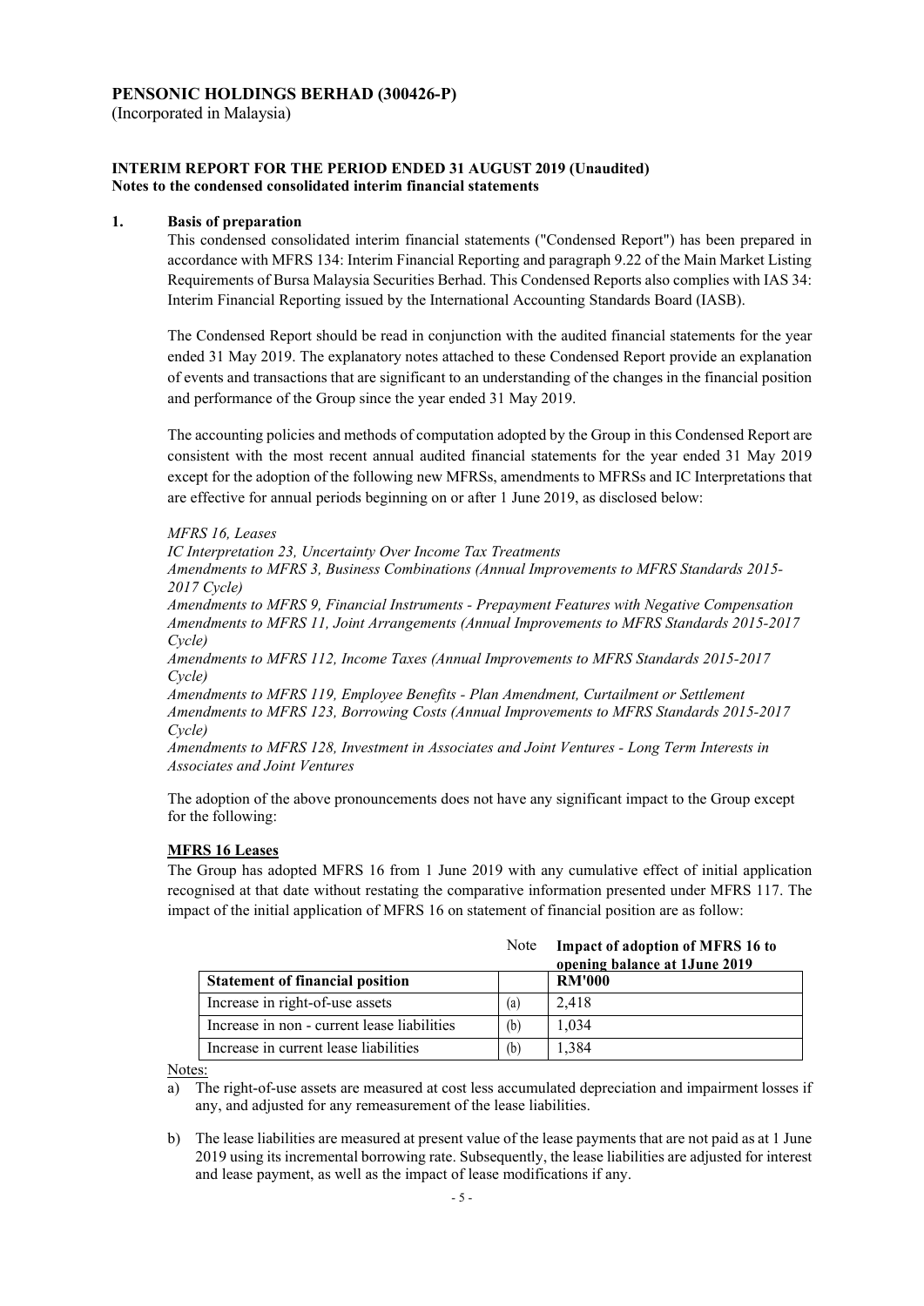**PENSONIC HOLDINGS BERHAD (300426-P)**
(Incorporated in Malaysia)

**INTERIM REPORT FOR THE PERIOD ENDED 31 AUGUST 2019 (Unaudited)**
**Notes to the condensed consolidated interim financial statements**

**1. Basis of preparation**

This condensed consolidated interim financial statements ("Condensed Report") has been prepared in accordance with MFRS 134: Interim Financial Reporting and paragraph 9.22 of the Main Market Listing Requirements of Bursa Malaysia Securities Berhad. This Condensed Reports also complies with IAS 34: Interim Financial Reporting issued by the International Accounting Standards Board (IASB).

The Condensed Report should be read in conjunction with the audited financial statements for the year ended 31 May 2019. The explanatory notes attached to these Condensed Report provide an explanation of events and transactions that are significant to an understanding of the changes in the financial position and performance of the Group since the year ended 31 May 2019.

The accounting policies and methods of computation adopted by the Group in this Condensed Report are consistent with the most recent annual audited financial statements for the year ended 31 May 2019 except for the adoption of the following new MFRSs, amendments to MFRSs and IC Interpretations that are effective for annual periods beginning on or after 1 June 2019, as disclosed below:

*MFRS 16, Leases*
*IC Interpretation 23, Uncertainty Over Income Tax Treatments*
*Amendments to MFRS 3, Business Combinations (Annual Improvements to MFRS Standards 2015-2017 Cycle)*
*Amendments to MFRS 9, Financial Instruments - Prepayment Features with Negative Compensation*
*Amendments to MFRS 11, Joint Arrangements (Annual Improvements to MFRS Standards 2015-2017 Cycle)*
*Amendments to MFRS 112, Income Taxes (Annual Improvements to MFRS Standards 2015-2017 Cycle)*
*Amendments to MFRS 119, Employee Benefits - Plan Amendment, Curtailment or Settlement*
*Amendments to MFRS 123, Borrowing Costs (Annual Improvements to MFRS Standards 2015-2017 Cycle)*
*Amendments to MFRS 128, Investment in Associates and Joint Ventures - Long Term Interests in Associates and Joint Ventures*

The adoption of the above pronouncements does not have any significant impact to the Group except for the following:

**MFRS 16 Leases**

The Group has adopted MFRS 16 from 1 June 2019 with any cumulative effect of initial application recognised at that date without restating the comparative information presented under MFRS 117. The impact of the initial application of MFRS 16 on statement of financial position are as follow:

| | Note | Impact of adoption of MFRS 16 to opening balance at 1June 2019 |
|---|---|---|
| **Statement of financial position** | | **RM'000** |
| Increase in right-of-use assets | (a) | 2,418 |
| Increase in non - current lease liabilities | (b) | 1,034 |
| Increase in current lease liabilities | (b) | 1,384 |

Notes:

a) The right-of-use assets are measured at cost less accumulated depreciation and impairment losses if any, and adjusted for any remeasurement of the lease liabilities.

b) The lease liabilities are measured at present value of the lease payments that are not paid as at 1 June 2019 using its incremental borrowing rate. Subsequently, the lease liabilities are adjusted for interest and lease payment, as well as the impact of lease modifications if any.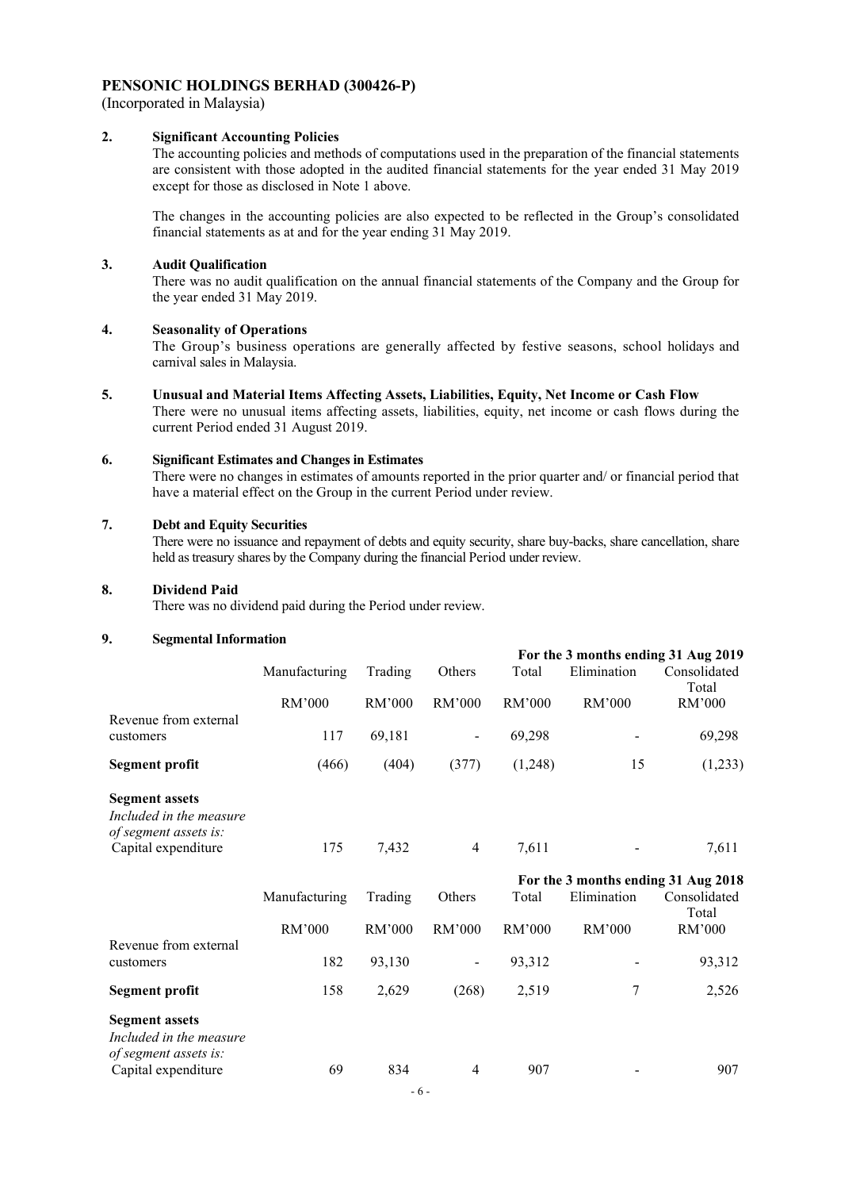**PENSONIC HOLDINGS BERHAD (300426-P)**
(Incorporated in Malaysia)

**2. Significant Accounting Policies**

The accounting policies and methods of computations used in the preparation of the financial statements are consistent with those adopted in the audited financial statements for the year ended 31 May 2019 except for those as disclosed in Note 1 above.

The changes in the accounting policies are also expected to be reflected in the Group's consolidated financial statements as at and for the year ending 31 May 2019.

**3. Audit Qualification**

There was no audit qualification on the annual financial statements of the Company and the Group for the year ended 31 May 2019.

**4. Seasonality of Operations**

The Group's business operations are generally affected by festive seasons, school holidays and carnival sales in Malaysia.

**5. Unusual and Material Items Affecting Assets, Liabilities, Equity, Net Income or Cash Flow**

There were no unusual items affecting assets, liabilities, equity, net income or cash flows during the current Period ended 31 August 2019.

**6. Significant Estimates and Changes in Estimates**

There were no changes in estimates of amounts reported in the prior quarter and/ or financial period that have a material effect on the Group in the current Period under review.

**7. Debt and Equity Securities**

There were no issuance and repayment of debts and equity security, share buy-backs, share cancellation, share held as treasury shares by the Company during the financial Period under review.

**8. Dividend Paid**

There was no dividend paid during the Period under review.

**9. Segmental Information**

| | **For the 3 months ending 31 Aug 2019** | | | | | |
|---|---|---|---|---|---|---|
| | Manufacturing | Trading | Others | Total | Elimination | Consolidated Total |
| | RM'000 | RM'000 | RM'000 | RM'000 | RM'000 | RM'000 |
| Revenue from external customers | 117 | 69,181 | - | 69,298 | - | 69,298 |
| **Segment profit** | (466) | (404) | (377) | (1,248) | 15 | (1,233) |
| **Segment assets** | | | | | | |
| *Included in the measure of segment assets is:* | | | | | | |
| Capital expenditure | 175 | 7,432 | 4 | 7,611 | - | 7,611 |

| | **For the 3 months ending 31 Aug 2018** | | | | | |
|---|---|---|---|---|---|---|
| | Manufacturing | Trading | Others | Total | Elimination | Consolidated Total |
| | RM'000 | RM'000 | RM'000 | RM'000 | RM'000 | RM'000 |
| Revenue from external customers | 182 | 93,130 | - | 93,312 | - | 93,312 |
| **Segment profit** | 158 | 2,629 | (268) | 2,519 | 7 | 2,526 |
| **Segment assets** | | | | | | |
| *Included in the measure of segment assets is:* | | | | | | |
| Capital expenditure | 69 | 834 | 4 | 907 | - | 907 |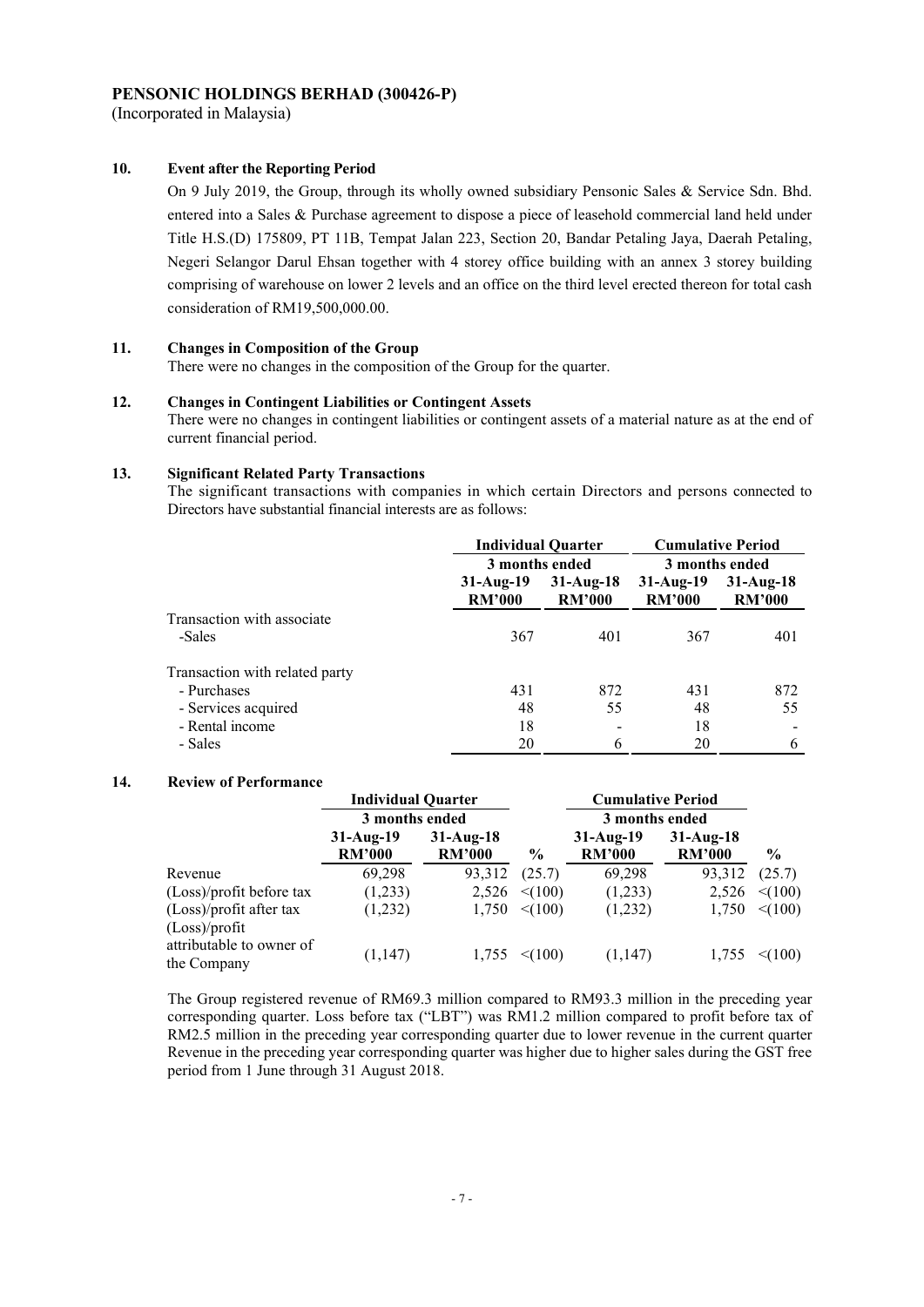**PENSONIC HOLDINGS BERHAD (300426-P)**
(Incorporated in Malaysia)

**10. Event after the Reporting Period**

On 9 July 2019, the Group, through its wholly owned subsidiary Pensonic Sales & Service Sdn. Bhd. entered into a Sales & Purchase agreement to dispose a piece of leasehold commercial land held under Title H.S.(D) 175809, PT 11B, Tempat Jalan 223, Section 20, Bandar Petaling Jaya, Daerah Petaling, Negeri Selangor Darul Ehsan together with 4 storey office building with an annex 3 storey building comprising of warehouse on lower 2 levels and an office on the third level erected thereon for total cash consideration of RM19,500,000.00.

**11. Changes in Composition of the Group**

There were no changes in the composition of the Group for the quarter.

**12. Changes in Contingent Liabilities or Contingent Assets**

There were no changes in contingent liabilities or contingent assets of a material nature as at the end of current financial period.

**13. Significant Related Party Transactions**

The significant transactions with companies in which certain Directors and persons connected to Directors have substantial financial interests are as follows:

| | Individual Quarter | | Cumulative Period | |
|---|---|---|---|---|
| | 3 months ended | | 3 months ended | |
| | 31-Aug-19 RM'000 | 31-Aug-18 RM'000 | 31-Aug-19 RM'000 | 31-Aug-18 RM'000 |
| Transaction with associate | | | | |
| -Sales | 367 | 401 | 367 | 401 |
| Transaction with related party | | | | |
| - Purchases | 431 | 872 | 431 | 872 |
| - Services acquired | 48 | 55 | 48 | 55 |
| - Rental income | 18 | - | 18 | - |
| - Sales | 20 | 6 | 20 | 6 |

**14. Review of Performance**

| | Individual Quarter | | | Cumulative Period | | |
|---|---|---|---|---|---|---|
| | 3 months ended | | | 3 months ended | | |
| | 31-Aug-19 RM'000 | 31-Aug-18 RM'000 | % | 31-Aug-19 RM'000 | 31-Aug-18 RM'000 | % |
| Revenue | 69,298 | 93,312 | (25.7) | 69,298 | 93,312 | (25.7) |
| (Loss)/profit before tax | (1,233) | 2,526 | <(100) | (1,233) | 2,526 | <(100) |
| (Loss)/profit after tax | (1,232) | 1,750 | <(100) | (1,232) | 1,750 | <(100) |
| (Loss)/profit attributable to owner of the Company | (1,147) | 1,755 | <(100) | (1,147) | 1,755 | <(100) |

The Group registered revenue of RM69.3 million compared to RM93.3 million in the preceding year corresponding quarter. Loss before tax ("LBT") was RM1.2 million compared to profit before tax of RM2.5 million in the preceding year corresponding quarter due to lower revenue in the current quarter Revenue in the preceding year corresponding quarter was higher due to higher sales during the GST free period from 1 June through 31 August 2018.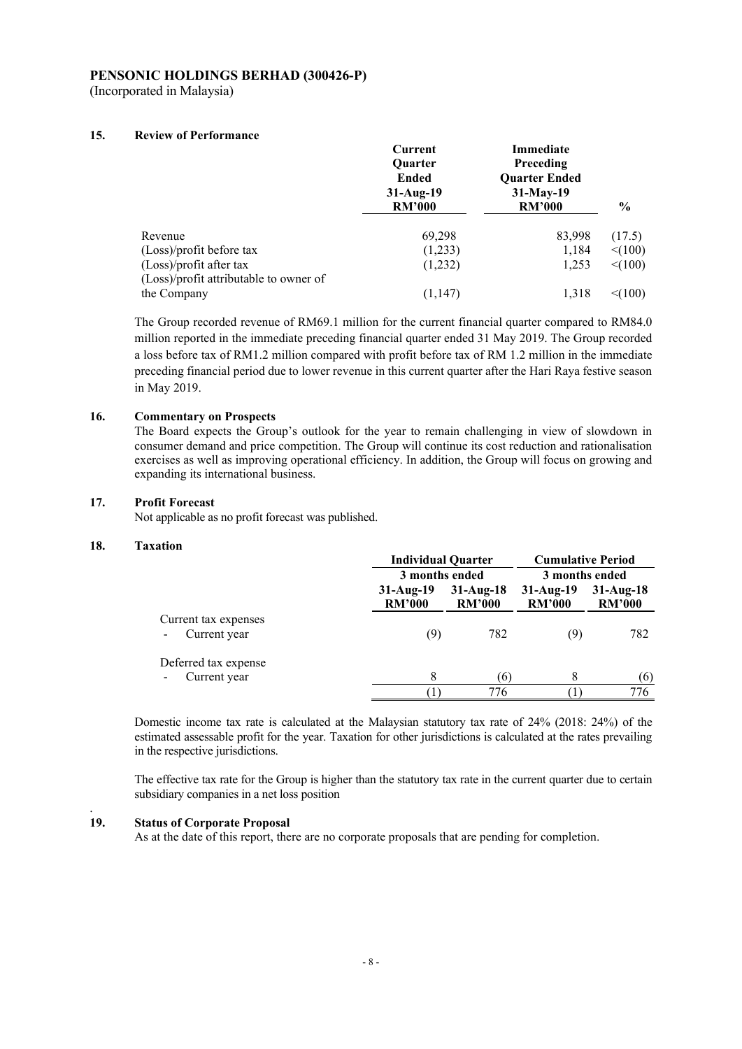**PENSONIC HOLDINGS BERHAD (300426-P)**
(Incorporated in Malaysia)

## 15. Review of Performance

| | Current Quarter Ended 31-Aug-19 RM'000 | Immediate Preceding Quarter Ended 31-May-19 RM'000 | % |
|---|---|---|---|
| Revenue | 69,298 | 83,998 | (17.5) |
| (Loss)/profit before tax | (1,233) | 1,184 | <(100) |
| (Loss)/profit after tax | (1,232) | 1,253 | <(100) |
| (Loss)/profit attributable to owner of the Company | (1,147) | 1,318 | <(100) |

The Group recorded revenue of RM69.1 million for the current financial quarter compared to RM84.0 million reported in the immediate preceding financial quarter ended 31 May 2019. The Group recorded a loss before tax of RM1.2 million compared with profit before tax of RM 1.2 million in the immediate preceding financial period due to lower revenue in this current quarter after the Hari Raya festive season in May 2019.

## 16. Commentary on Prospects

The Board expects the Group's outlook for the year to remain challenging in view of slowdown in consumer demand and price competition. The Group will continue its cost reduction and rationalisation exercises as well as improving operational efficiency. In addition, the Group will focus on growing and expanding its international business.

## 17. Profit Forecast

Not applicable as no profit forecast was published.

## 18. Taxation

| | Individual Quarter | | Cumulative Period | |
|---|---|---|---|---|
| | 3 months ended | | 3 months ended | |
| | 31-Aug-19 RM'000 | 31-Aug-18 RM'000 | 31-Aug-19 RM'000 | 31-Aug-18 RM'000 |
| Current tax expenses | | | | |
| - Current year | (9) | 782 | (9) | 782 |
| Deferred tax expense | | | | |
| - Current year | 8 | (6) | 8 | (6) |
| | (1) | 776 | (1) | 776 |

Domestic income tax rate is calculated at the Malaysian statutory tax rate of 24% (2018: 24%) of the estimated assessable profit for the year. Taxation for other jurisdictions is calculated at the rates prevailing in the respective jurisdictions.

The effective tax rate for the Group is higher than the statutory tax rate in the current quarter due to certain subsidiary companies in a net loss position

## 19. Status of Corporate Proposal

As at the date of this report, there are no corporate proposals that are pending for completion.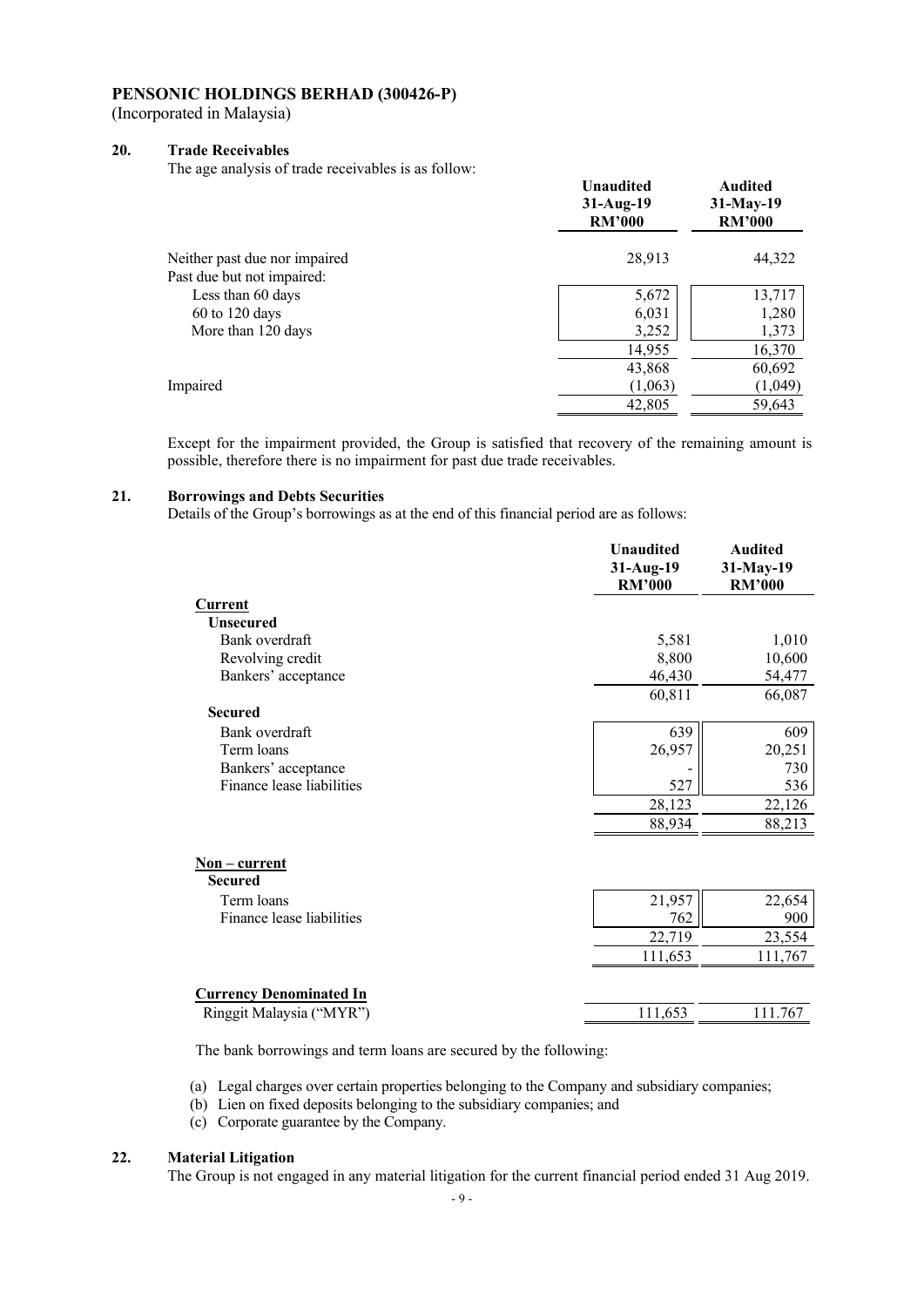**PENSONIC HOLDINGS BERHAD (300426-P)**
(Incorporated in Malaysia)

## 20. Trade Receivables

The age analysis of trade receivables is as follow:

| | Unaudited 31-Aug-19 RM'000 | Audited 31-May-19 RM'000 |
|---|---|---|
| Neither past due nor impaired | 28,913 | 44,322 |
| Past due but not impaired: | | |
| Less than 60 days | 5,672 | 13,717 |
| 60 to 120 days | 6,031 | 1,280 |
| More than 120 days | 3,252 | 1,373 |
| | 14,955 | 16,370 |
| | 43,868 | 60,692 |
| Impaired | (1,063) | (1,049) |
| | 42,805 | 59,643 |

Except for the impairment provided, the Group is satisfied that recovery of the remaining amount is possible, therefore there is no impairment for past due trade receivables.

## 21. Borrowings and Debts Securities

Details of the Group's borrowings as at the end of this financial period are as follows:

| | Unaudited 31-Aug-19 RM'000 | Audited 31-May-19 RM'000 |
|---|---|---|
| **Current** | | |
| **Unsecured** | | |
| Bank overdraft | 5,581 | 1,010 |
| Revolving credit | 8,800 | 10,600 |
| Bankers' acceptance | 46,430 | 54,477 |
| | 60,811 | 66,087 |
| **Secured** | | |
| Bank overdraft | 639 | 609 |
| Term loans | 26,957 | 20,251 |
| Bankers' acceptance | - | 730 |
| Finance lease liabilities | 527 | 536 |
| | 28,123 | 22,126 |
| | 88,934 | 88,213 |
| **Non – current** | | |
| **Secured** | | |
| Term loans | 21,957 | 22,654 |
| Finance lease liabilities | 762 | 900 |
| | 22,719 | 23,554 |
| | 111,653 | 111,767 |
| **Currency Denominated In** | | |
| Ringgit Malaysia ("MYR") | 111,653 | 111.767 |

The bank borrowings and term loans are secured by the following:

(a) Legal charges over certain properties belonging to the Company and subsidiary companies;
(b) Lien on fixed deposits belonging to the subsidiary companies; and
(c) Corporate guarantee by the Company.

## 22. Material Litigation

The Group is not engaged in any material litigation for the current financial period ended 31 Aug 2019.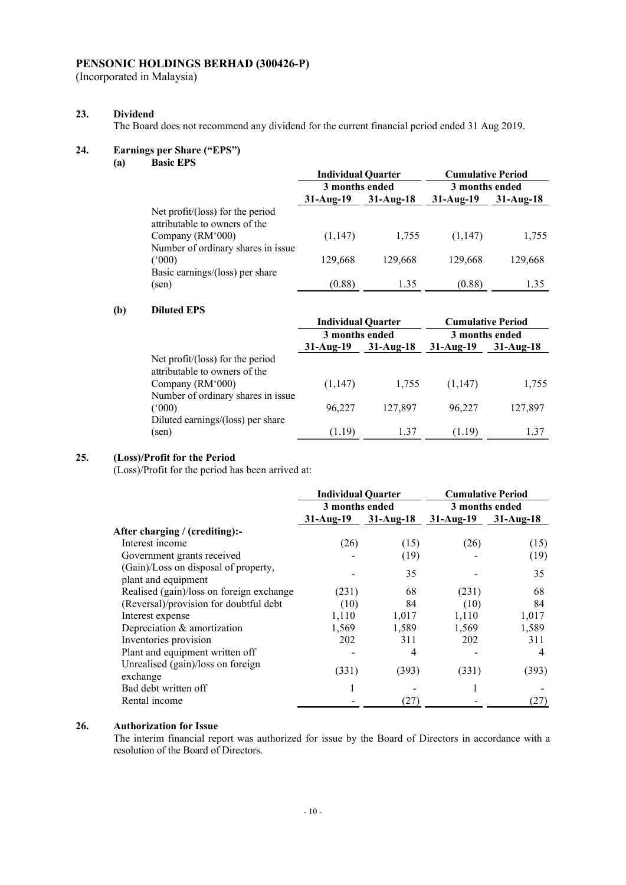**PENSONIC HOLDINGS BERHAD (300426-P)**
(Incorporated in Malaysia)

**23. Dividend**

The Board does not recommend any dividend for the current financial period ended 31 Aug 2019.

**24. Earnings per Share ("EPS")**

**(a) Basic EPS**

| | Individual Quarter | | Cumulative Period | |
|---|---|---|---|---|
| | 3 months ended | | 3 months ended | |
| | 31-Aug-19 | 31-Aug-18 | 31-Aug-19 | 31-Aug-18 |
| Net profit/(loss) for the period attributable to owners of the Company (RM'000) | (1,147) | 1,755 | (1,147) | 1,755 |
| Number of ordinary shares in issue ('000) | 129,668 | 129,668 | 129,668 | 129,668 |
| Basic earnings/(loss) per share (sen) | (0.88) | 1.35 | (0.88) | 1.35 |

**(b) Diluted EPS**

| | Individual Quarter | | Cumulative Period | |
|---|---|---|---|---|
| | 3 months ended | | 3 months ended | |
| | 31-Aug-19 | 31-Aug-18 | 31-Aug-19 | 31-Aug-18 |
| Net profit/(loss) for the period attributable to owners of the Company (RM'000) | (1,147) | 1,755 | (1,147) | 1,755 |
| Number of ordinary shares in issue ('000) | 96,227 | 127,897 | 96,227 | 127,897 |
| Diluted earnings/(loss) per share (sen) | (1.19) | 1.37 | (1.19) | 1.37 |

**25. (Loss)/Profit for the Period**

(Loss)/Profit for the period has been arrived at:

| | Individual Quarter | | Cumulative Period | |
|---|---|---|---|---|
| | 3 months ended | | 3 months ended | |
| | 31-Aug-19 | 31-Aug-18 | 31-Aug-19 | 31-Aug-18 |
| **After charging / (crediting):-** | | | | |
| Interest income | (26) | (15) | (26) | (15) |
| Government grants received | - | (19) | - | (19) |
| (Gain)/Loss on disposal of property, plant and equipment | - | 35 | - | 35 |
| Realised (gain)/loss on foreign exchange | (231) | 68 | (231) | 68 |
| (Reversal)/provision for doubtful debt | (10) | 84 | (10) | 84 |
| Interest expense | 1,110 | 1,017 | 1,110 | 1,017 |
| Depreciation & amortization | 1,569 | 1,589 | 1,569 | 1,589 |
| Inventories provision | 202 | 311 | 202 | 311 |
| Plant and equipment written off | - | 4 | - | 4 |
| Unrealised (gain)/loss on foreign exchange | (331) | (393) | (331) | (393) |
| Bad debt written off | 1 | - | 1 | - |
| Rental income | - | (27) | - | (27) |

**26. Authorization for Issue**

The interim financial report was authorized for issue by the Board of Directors in accordance with a resolution of the Board of Directors.